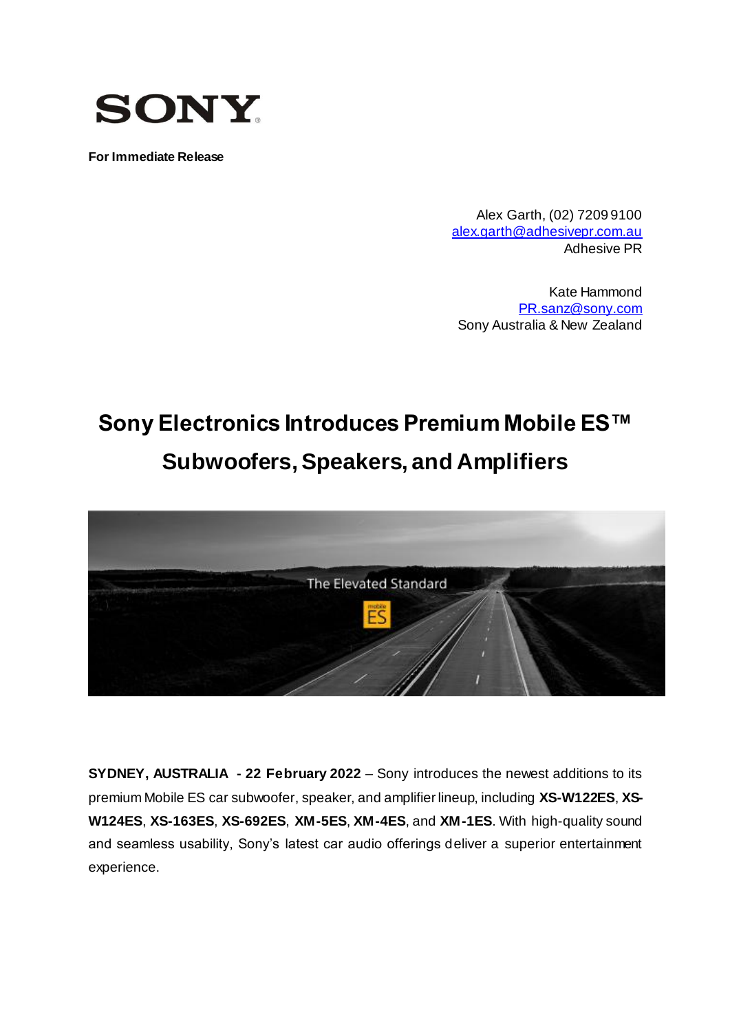SONY

**For Immediate Release**

Alex Garth, (02) 7209 9100
alex.garth@adhesivepr.com.au
Adhesive PR

Kate Hammond
PR.sanz@sony.com
Sony Australia & New Zealand

# Sony Electronics Introduces Premium Mobile ES™ Subwoofers, Speakers, and Amplifiers

**SYDNEY, AUSTRALIA - 22 February 2022** – Sony introduces the newest additions to its premium Mobile ES car subwoofer, speaker, and amplifier lineup, including **XS-W122ES**, **XS-W124ES**, **XS-163ES**, **XS-692ES**, **XM-5ES**, **XM-4ES**, and **XM-1ES**. With high-quality sound and seamless usability, Sony's latest car audio offerings deliver a superior entertainment experience.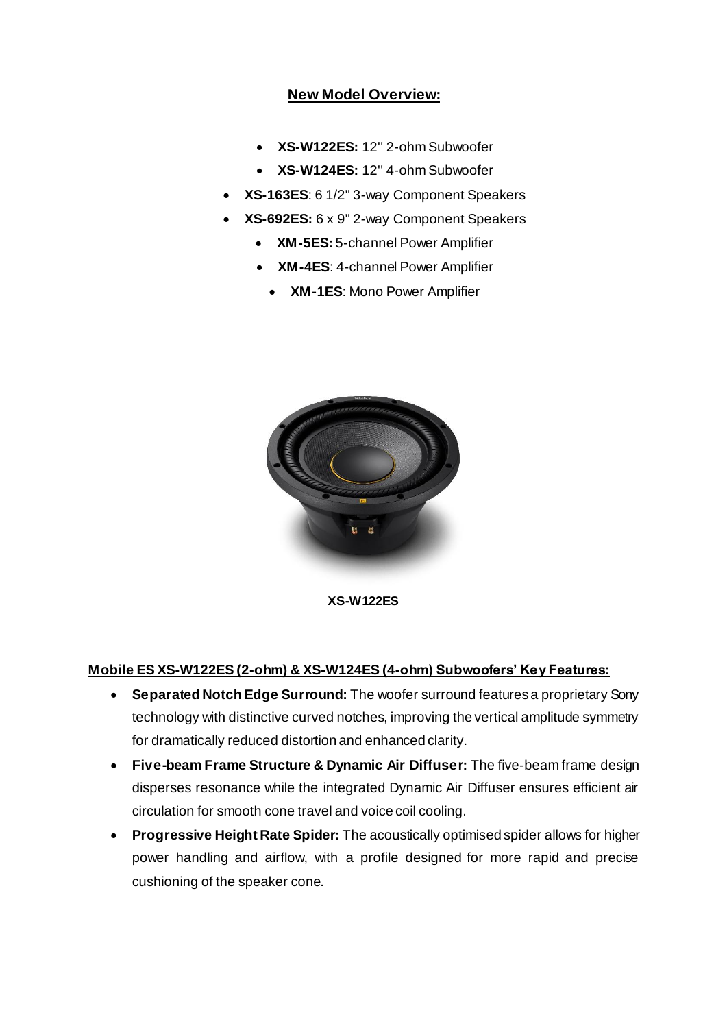## New Model Overview:

- **XS-W122ES:** 12'' 2-ohm Subwoofer
- **XS-W124ES:** 12'' 4-ohm Subwoofer
- **XS-163ES**: 6 1/2" 3-way Component Speakers
- **XS-692ES:** 6 x 9" 2-way Component Speakers
- **XM-5ES:** 5-channel Power Amplifier
- **XM-4ES**: 4-channel Power Amplifier
- **XM-1ES**: Mono Power Amplifier

**XS-W122ES**

### Mobile ES XS-W122ES (2-ohm) & XS-W124ES (4-ohm) Subwoofers' Key Features:

- **Separated Notch Edge Surround:** The woofer surround features a proprietary Sony technology with distinctive curved notches, improving the vertical amplitude symmetry for dramatically reduced distortion and enhanced clarity.
- **Five-beam Frame Structure & Dynamic Air Diffuser:** The five-beam frame design disperses resonance while the integrated Dynamic Air Diffuser ensures efficient air circulation for smooth cone travel and voice coil cooling.
- **Progressive Height Rate Spider:** The acoustically optimised spider allows for higher power handling and airflow, with a profile designed for more rapid and precise cushioning of the speaker cone.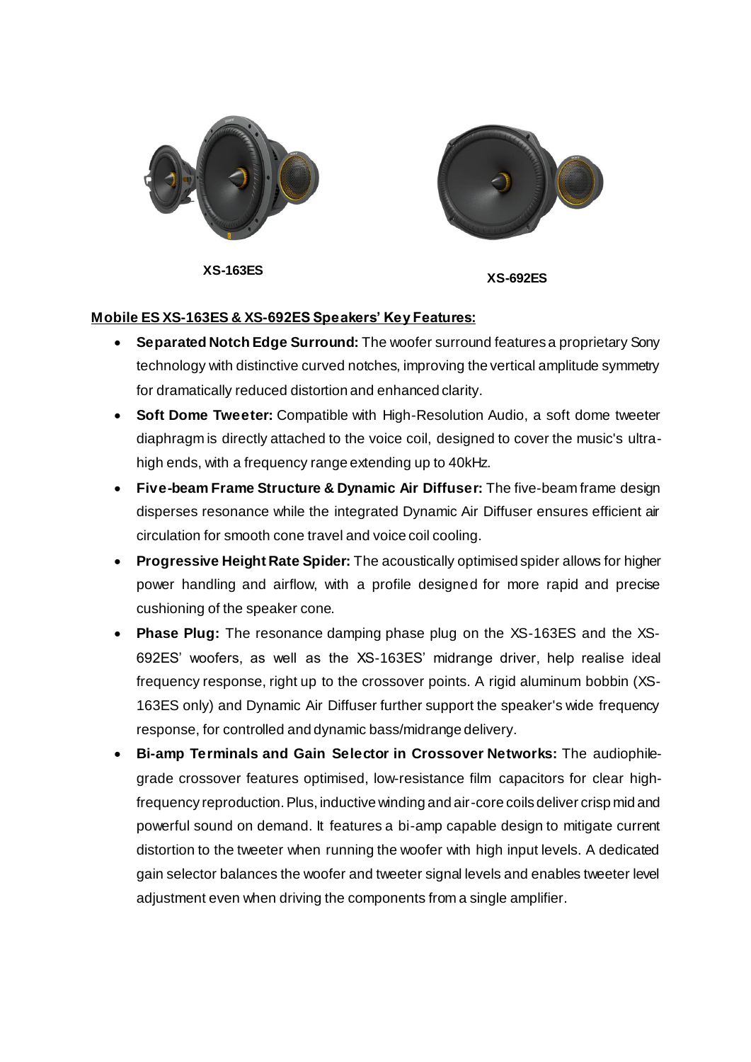XS-163ES

XS-692ES

**Mobile ES XS-163ES & XS-692ES Speakers' Key Features:**

- **Separated Notch Edge Surround:** The woofer surround features a proprietary Sony technology with distinctive curved notches, improving the vertical amplitude symmetry for dramatically reduced distortion and enhanced clarity.
- **Soft Dome Tweeter:** Compatible with High-Resolution Audio, a soft dome tweeter diaphragm is directly attached to the voice coil, designed to cover the music's ultra-high ends, with a frequency range extending up to 40kHz.
- **Five-beam Frame Structure & Dynamic Air Diffuser:** The five-beam frame design disperses resonance while the integrated Dynamic Air Diffuser ensures efficient air circulation for smooth cone travel and voice coil cooling.
- **Progressive Height Rate Spider:** The acoustically optimised spider allows for higher power handling and airflow, with a profile designed for more rapid and precise cushioning of the speaker cone.
- **Phase Plug:** The resonance damping phase plug on the XS-163ES and the XS-692ES' woofers, as well as the XS-163ES' midrange driver, help realise ideal frequency response, right up to the crossover points. A rigid aluminum bobbin (XS-163ES only) and Dynamic Air Diffuser further support the speaker's wide frequency response, for controlled and dynamic bass/midrange delivery.
- **Bi-amp Terminals and Gain Selector in Crossover Networks:** The audiophile-grade crossover features optimised, low-resistance film capacitors for clear high-frequency reproduction. Plus, inductive winding and air-core coils deliver crisp mid and powerful sound on demand. It features a bi-amp capable design to mitigate current distortion to the tweeter when running the woofer with high input levels. A dedicated gain selector balances the woofer and tweeter signal levels and enables tweeter level adjustment even when driving the components from a single amplifier.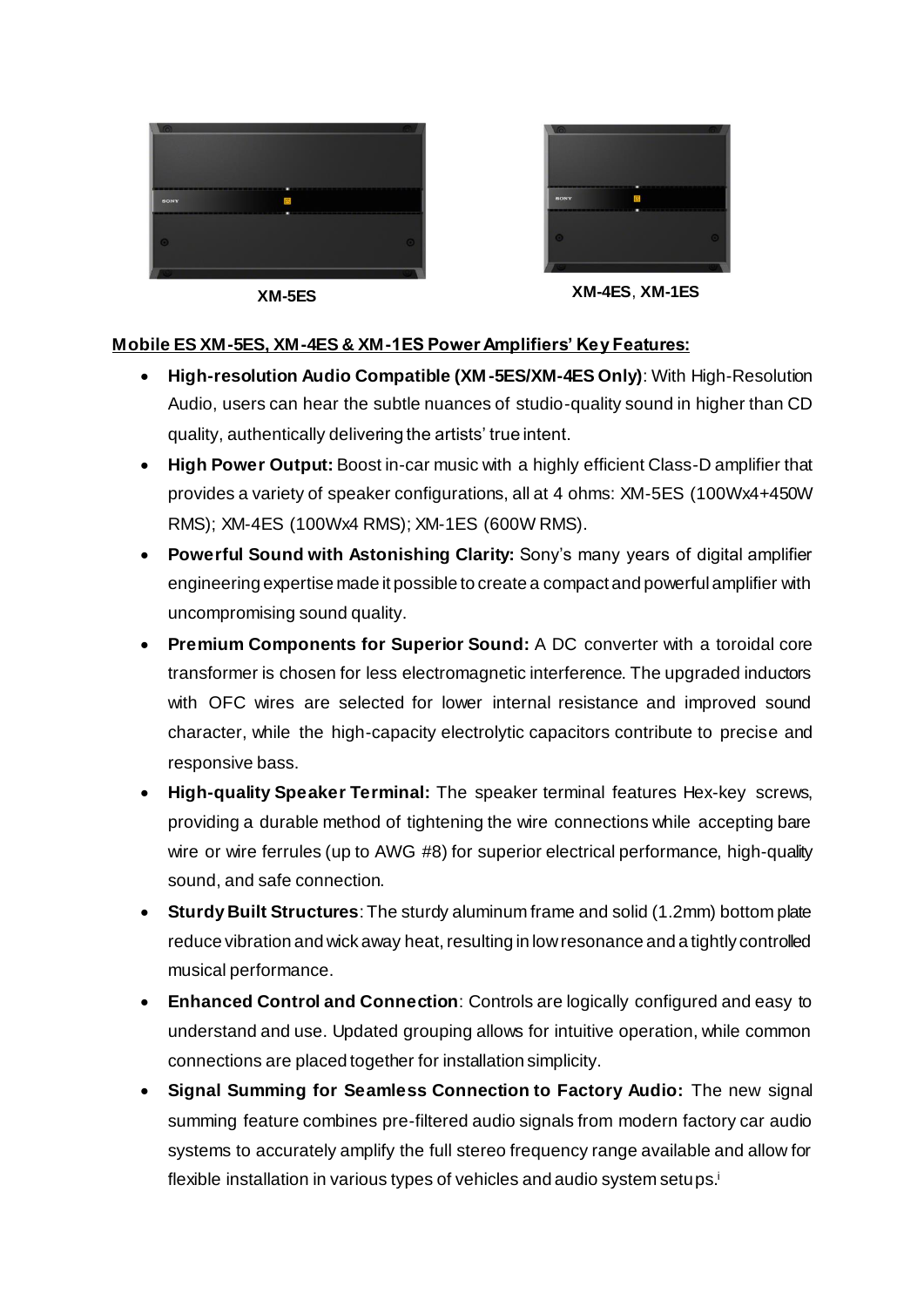XM-5ES

XM-4ES, XM-1ES

**Mobile ES XM-5ES, XM-4ES & XM-1ES Power Amplifiers' Key Features:**

- **High-resolution Audio Compatible (XM-5ES/XM-4ES Only)**: With High-Resolution Audio, users can hear the subtle nuances of studio-quality sound in higher than CD quality, authentically delivering the artists' true intent.
- **High Power Output:** Boost in-car music with a highly efficient Class-D amplifier that provides a variety of speaker configurations, all at 4 ohms: XM-5ES (100Wx4+450W RMS); XM-4ES (100Wx4 RMS); XM-1ES (600W RMS).
- **Powerful Sound with Astonishing Clarity:** Sony's many years of digital amplifier engineering expertise made it possible to create a compact and powerful amplifier with uncompromising sound quality.
- **Premium Components for Superior Sound:** A DC converter with a toroidal core transformer is chosen for less electromagnetic interference. The upgraded inductors with OFC wires are selected for lower internal resistance and improved sound character, while the high-capacity electrolytic capacitors contribute to precise and responsive bass.
- **High-quality Speaker Terminal:** The speaker terminal features Hex-key screws, providing a durable method of tightening the wire connections while accepting bare wire or wire ferrules (up to AWG #8) for superior electrical performance, high-quality sound, and safe connection.
- **Sturdy Built Structures**: The sturdy aluminum frame and solid (1.2mm) bottom plate reduce vibration and wick away heat, resulting in low resonance and a tightly controlled musical performance.
- **Enhanced Control and Connection**: Controls are logically configured and easy to understand and use. Updated grouping allows for intuitive operation, while common connections are placed together for installation simplicity.
- **Signal Summing for Seamless Connection to Factory Audio:** The new signal summing feature combines pre-filtered audio signals from modern factory car audio systems to accurately amplify the full stereo frequency range available and allow for flexible installation in various types of vehicles and audio system setups.[i]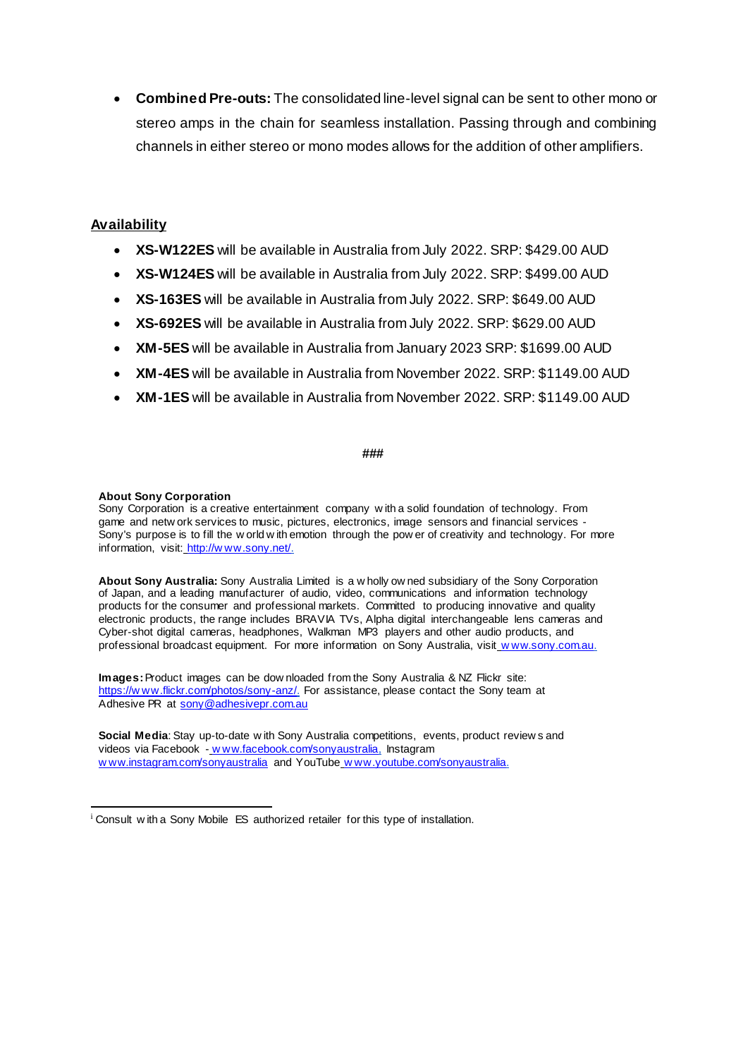- **Combined Pre-outs:** The consolidated line-level signal can be sent to other mono or stereo amps in the chain for seamless installation. Passing through and combining channels in either stereo or mono modes allows for the addition of other amplifiers.

## Availability

- **XS-W122ES** will be available in Australia from July 2022. SRP: $429.00 AUD
- **XS-W124ES** will be available in Australia from July 2022. SRP: $499.00 AUD
- **XS-163ES** will be available in Australia from July 2022. SRP: $649.00 AUD
- **XS-692ES** will be available in Australia from July 2022. SRP: $629.00 AUD
- **XM-5ES** will be available in Australia from January 2023 SRP: $1699.00 AUD
- **XM-4ES** will be available in Australia from November 2022. SRP: $1149.00 AUD
- **XM-1ES** will be available in Australia from November 2022. SRP: $1149.00 AUD

###

**About Sony Corporation**
Sony Corporation is a creative entertainment company with a solid foundation of technology. From game and network services to music, pictures, electronics, image sensors and financial services - Sony's purpose is to fill the world with emotion through the power of creativity and technology. For more information, visit: http://www.sony.net/.

**About Sony Australia:** Sony Australia Limited is a wholly owned subsidiary of the Sony Corporation of Japan, and a leading manufacturer of audio, video, communications and information technology products for the consumer and professional markets. Committed to producing innovative and quality electronic products, the range includes BRAVIA TVs, Alpha digital interchangeable lens cameras and Cyber-shot digital cameras, headphones, Walkman MP3 players and other audio products, and professional broadcast equipment. For more information on Sony Australia, visit www.sony.com.au.

**Images:** Product images can be downloaded from the Sony Australia & NZ Flickr site: https://www.flickr.com/photos/sony-anz/. For assistance, please contact the Sony team at Adhesive PR at sony@adhesivepr.com.au

**Social Media**: Stay up-to-date with Sony Australia competitions, events, product reviews and videos via Facebook - www.facebook.com/sonyaustralia, Instagram www.instagram.com/sonyaustralia and YouTube www.youtube.com/sonyaustralia.

---

[i] Consult with a Sony Mobile ES authorized retailer for this type of installation.